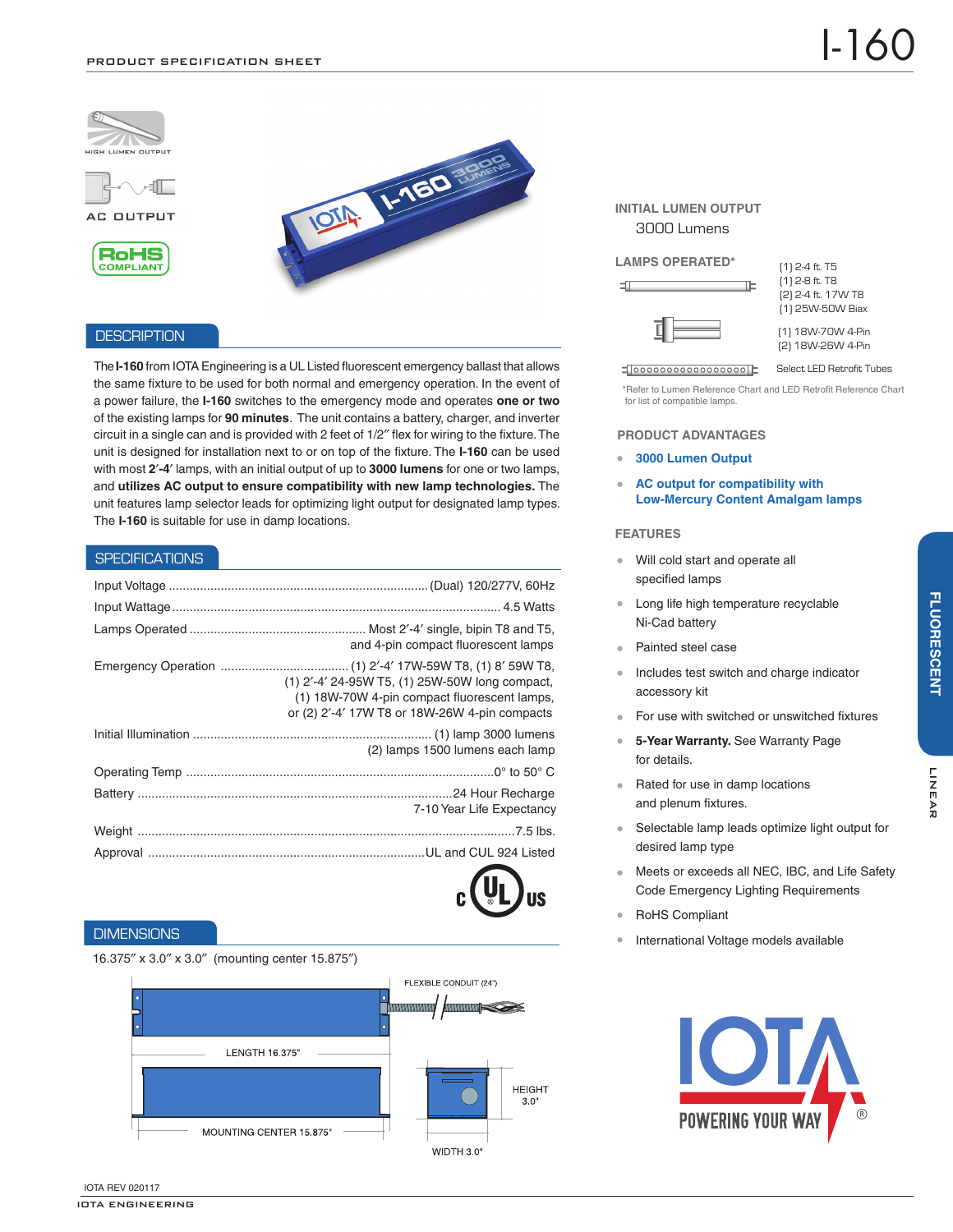PRODUCT SPECIFICATION SHEET

# I-160

HIGH LUMEN OUTPUT

AC OUTPUT

RoHS COMPLIANT

## DESCRIPTION

The **I-160** from IOTA Engineering is a UL Listed fluorescent emergency ballast that allows the same fixture to be used for both normal and emergency operation. In the event of a power failure, the **I-160** switches to the emergency mode and operates **one or two** of the existing lamps for **90 minutes**. The unit contains a battery, charger, and inverter circuit in a single can and is provided with 2 feet of 1/2″ flex for wiring to the fixture. The unit is designed for installation next to or on top of the fixture. The **I-160** can be used with most **2′-4′** lamps, with an initial output of up to **3000 lumens** for one or two lamps, and **utilizes AC output to ensure compatibility with new lamp technologies.** The unit features lamp selector leads for optimizing light output for designated lamp types. The **I-160** is suitable for use in damp locations.

## SPECIFICATIONS

| | |
|---|---|
| Input Voltage | (Dual) 120/277V, 60Hz |
| Input Wattage | 4.5 Watts |
| Lamps Operated | Most 2′-4′ single, bipin T8 and T5, and 4-pin compact fluorescent lamps |
| Emergency Operation | (1) 2′-4′ 17W-59W T8, (1) 8′ 59W T8, (1) 2′-4′ 24-95W T5, (1) 25W-50W long compact, (1) 18W-70W 4-pin compact fluorescent lamps, or (2) 2′-4′ 17W T8 or 18W-26W 4-pin compacts |
| Initial Illumination | (1) lamp 3000 lumens (2) lamps 1500 lumens each lamp |
| Operating Temp | 0° to 50° C |
| Battery | 24 Hour Recharge 7-10 Year Life Expectancy |
| Weight | 7.5 lbs. |
| Approval | UL and CUL 924 Listed |

## DIMENSIONS

16.375″ x 3.0″ x 3.0″ (mounting center 15.875″)

FLEXIBLE CONDUIT (24")

LENGTH 16.375"

MOUNTING CENTER 15.875"

HEIGHT 3.0"

WIDTH 3.0"

## INITIAL LUMEN OUTPUT

3000 Lumens

## LAMPS OPERATED*

- (1) 2-4 ft. T5
- (1) 2-8 ft. T8
- (2) 2-4 ft. 17W T8
- (1) 25W-50W Biax
- (1) 18W-70W 4-Pin
- (2) 18W-26W 4-Pin
- Select LED Retrofit Tubes

*Refer to Lumen Reference Chart and LED Retrofit Reference Chart for list of compatible lamps.

## PRODUCT ADVANTAGES

- **3000 Lumen Output**
- **AC output for compatibility with Low-Mercury Content Amalgam lamps**

## FEATURES

- Will cold start and operate all specified lamps
- Long life high temperature recyclable Ni-Cad battery
- Painted steel case
- Includes test switch and charge indicator accessory kit
- For use with switched or unswitched fixtures
- **5-Year Warranty.** See Warranty Page for details.
- Rated for use in damp locations and plenum fixtures.
- Selectable lamp leads optimize light output for desired lamp type
- Meets or exceeds all NEC, IBC, and Life Safety Code Emergency Lighting Requirements
- RoHS Compliant
- International Voltage models available

FLUORESCENT

LINEAR

IOTA POWERING YOUR WAY®

IOTA REV 020117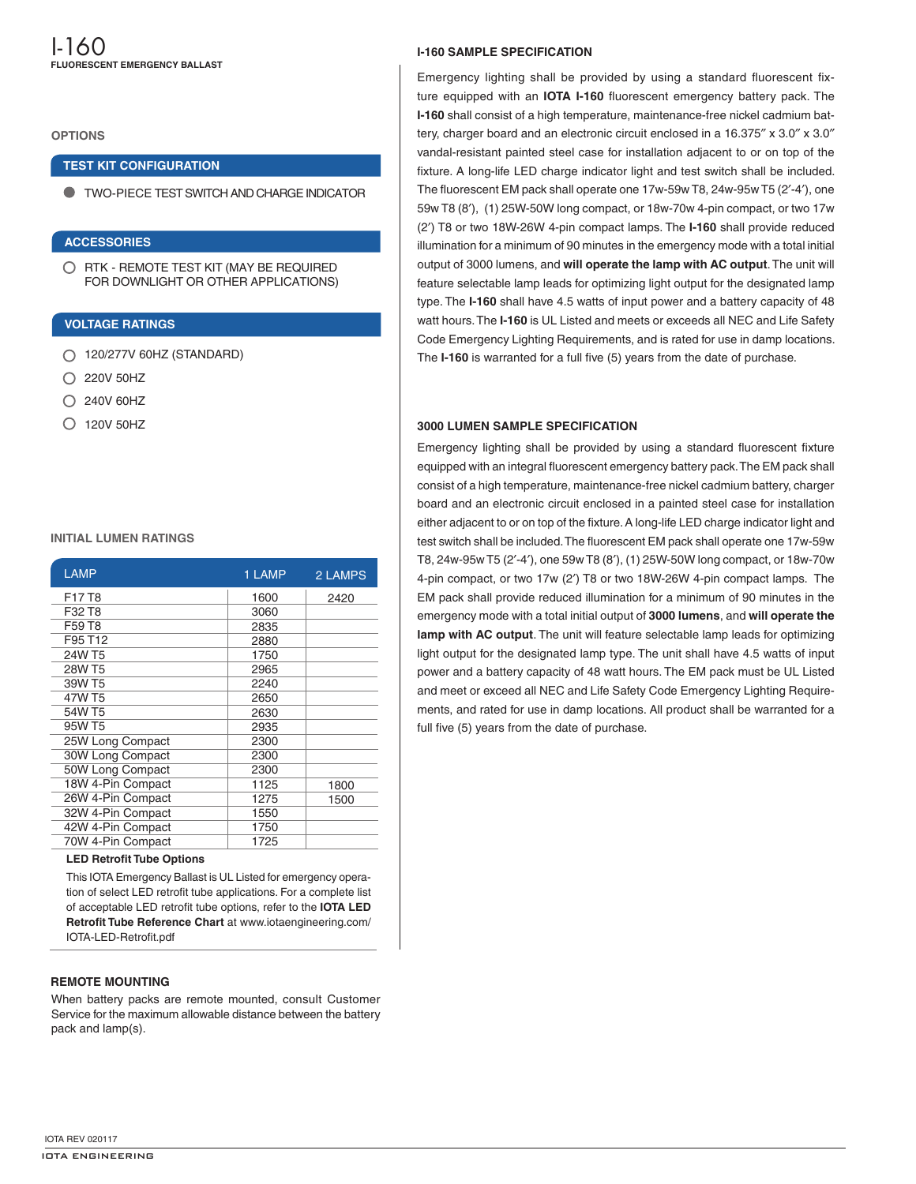# I-160

**FLUORESCENT EMERGENCY BALLAST**

## OPTIONS

### TEST KIT CONFIGURATION

- ● TWO-PIECE TEST SWITCH AND CHARGE INDICATOR

### ACCESSORIES

- ○ RTK - REMOTE TEST KIT (MAY BE REQUIRED FOR DOWNLIGHT OR OTHER APPLICATIONS)

### VOLTAGE RATINGS

- ○ 120/277V 60HZ (STANDARD)
- ○ 220V 50HZ
- ○ 240V 60HZ
- ○ 120V 50HZ

## INITIAL LUMEN RATINGS

| LAMP | 1 LAMP | 2 LAMPS |
|---|---|---|
| F17 T8 | 1600 | 2420 |
| F32 T8 | 3060 | |
| F59 T8 | 2835 | |
| F95 T12 | 2880 | |
| 24W T5 | 1750 | |
| 28W T5 | 2965 | |
| 39W T5 | 2240 | |
| 47W T5 | 2650 | |
| 54W T5 | 2630 | |
| 95W T5 | 2935 | |
| 25W Long Compact | 2300 | |
| 30W Long Compact | 2300 | |
| 50W Long Compact | 2300 | |
| 18W 4-Pin Compact | 1125 | 1800 |
| 26W 4-Pin Compact | 1275 | 1500 |
| 32W 4-Pin Compact | 1550 | |
| 42W 4-Pin Compact | 1750 | |
| 70W 4-Pin Compact | 1725 | |

**LED Retrofit Tube Options**

This IOTA Emergency Ballast is UL Listed for emergency operation of select LED retrofit tube applications. For a complete list of acceptable LED retrofit tube options, refer to the **IOTA LED Retrofit Tube Reference Chart** at www.iotaengineering.com/IOTA-LED-Retrofit.pdf

## REMOTE MOUNTING

When battery packs are remote mounted, consult Customer Service for the maximum allowable distance between the battery pack and lamp(s).

## I-160 SAMPLE SPECIFICATION

Emergency lighting shall be provided by using a standard fluorescent fixture equipped with an **IOTA I-160** fluorescent emergency battery pack. The **I-160** shall consist of a high temperature, maintenance-free nickel cadmium battery, charger board and an electronic circuit enclosed in a 16.375″ x 3.0″ x 3.0″ vandal-resistant painted steel case for installation adjacent to or on top of the fixture. A long-life LED charge indicator light and test switch shall be included. The fluorescent EM pack shall operate one 17w-59w T8, 24w-95w T5 (2′-4′), one 59w T8 (8′), (1) 25W-50W long compact, or 18w-70w 4-pin compact, or two 17w (2′) T8 or two 18W-26W 4-pin compact lamps. The **I-160** shall provide reduced illumination for a minimum of 90 minutes in the emergency mode with a total initial output of 3000 lumens, and **will operate the lamp with AC output**. The unit will feature selectable lamp leads for optimizing light output for the designated lamp type. The **I-160** shall have 4.5 watts of input power and a battery capacity of 48 watt hours. The **I-160** is UL Listed and meets or exceeds all NEC and Life Safety Code Emergency Lighting Requirements, and is rated for use in damp locations. The **I-160** is warranted for a full five (5) years from the date of purchase.

## 3000 LUMEN SAMPLE SPECIFICATION

Emergency lighting shall be provided by using a standard fluorescent fixture equipped with an integral fluorescent emergency battery pack. The EM pack shall consist of a high temperature, maintenance-free nickel cadmium battery, charger board and an electronic circuit enclosed in a painted steel case for installation either adjacent to or on top of the fixture. A long-life LED charge indicator light and test switch shall be included. The fluorescent EM pack shall operate one 17w-59w T8, 24w-95w T5 (2′-4′), one 59w T8 (8′), (1) 25W-50W long compact, or 18w-70w 4-pin compact, or two 17w (2′) T8 or two 18W-26W 4-pin compact lamps. The EM pack shall provide reduced illumination for a minimum of 90 minutes in the emergency mode with a total initial output of **3000 lumens**, and **will operate the lamp with AC output**. The unit will feature selectable lamp leads for optimizing light output for the designated lamp type. The unit shall have 4.5 watts of input power and a battery capacity of 48 watt hours. The EM pack must be UL Listed and meet or exceed all NEC and Life Safety Code Emergency Lighting Requirements, and rated for use in damp locations. All product shall be warranted for a full five (5) years from the date of purchase.

IOTA REV 020117